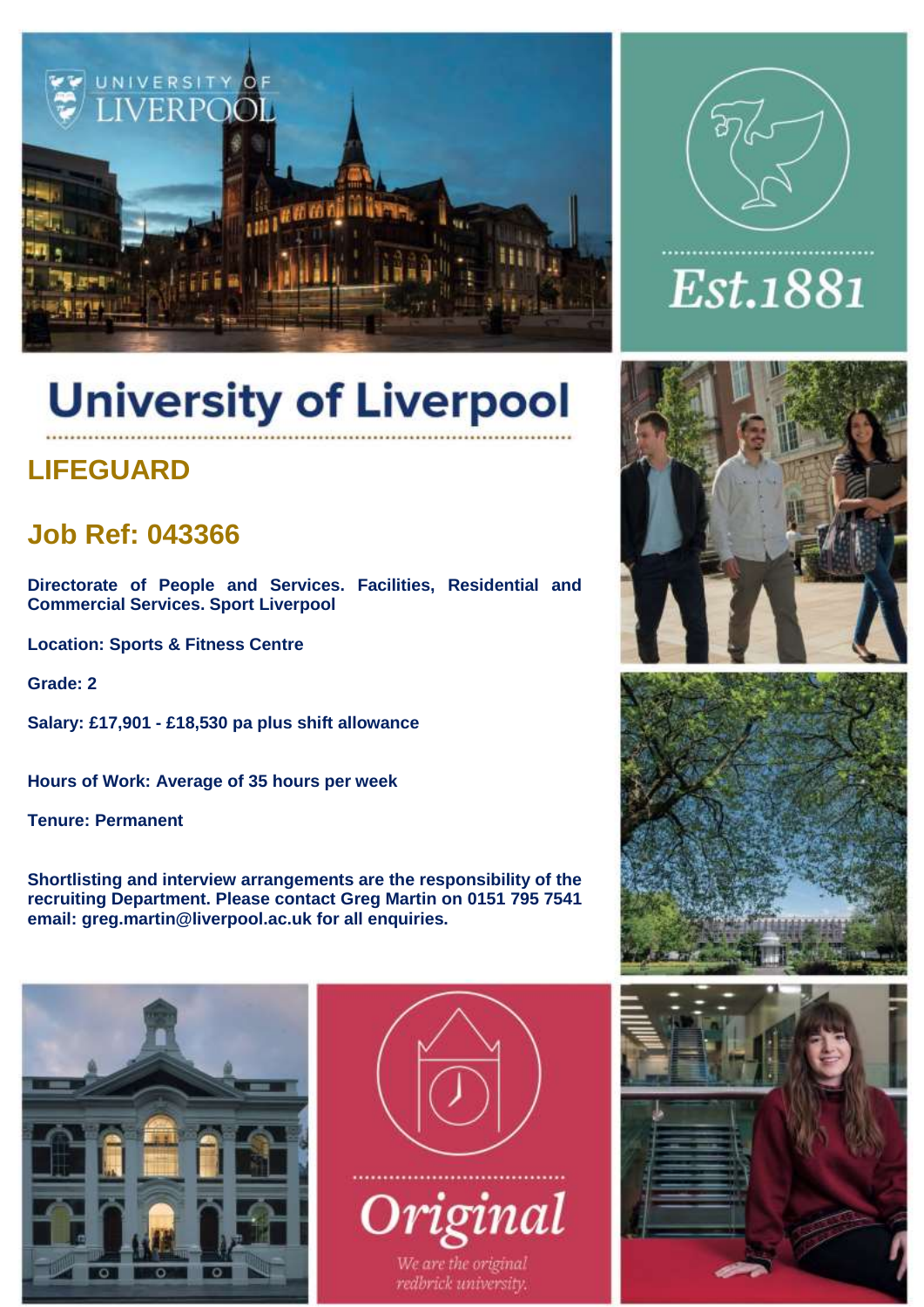# University of Liverpool

## LIFEGUARD

## Job Ref: 043366

**Directorate of People and Services. Facilities, Residential and Commercial Services. Sport Liverpool**

**Location: Sports & Fitness Centre**

**Grade: 2**

**Salary: £17,901 - £18,530 pa plus shift allowance**

**Hours of Work: Average of 35 hours per week**

**Tenure: Permanent**

**Shortlisting and interview arrangements are the responsibility of the recruiting Department. Please contact Greg Martin on 0151 795 7541 email: greg.martin@liverpool.ac.uk for all enquiries.**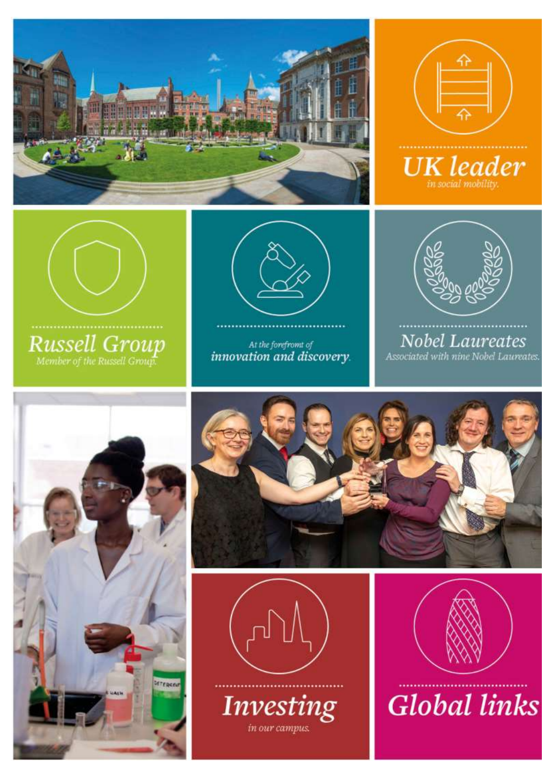**UK leader**
*in social mobility.*

**Russell Group**
*Member of the Russell Group.*

*At the forefront of*
**innovation and discovery.**

**Nobel Laureates**
*Associated with nine Nobel Laureates.*

**Investing**
*in our campus.*

**Global links**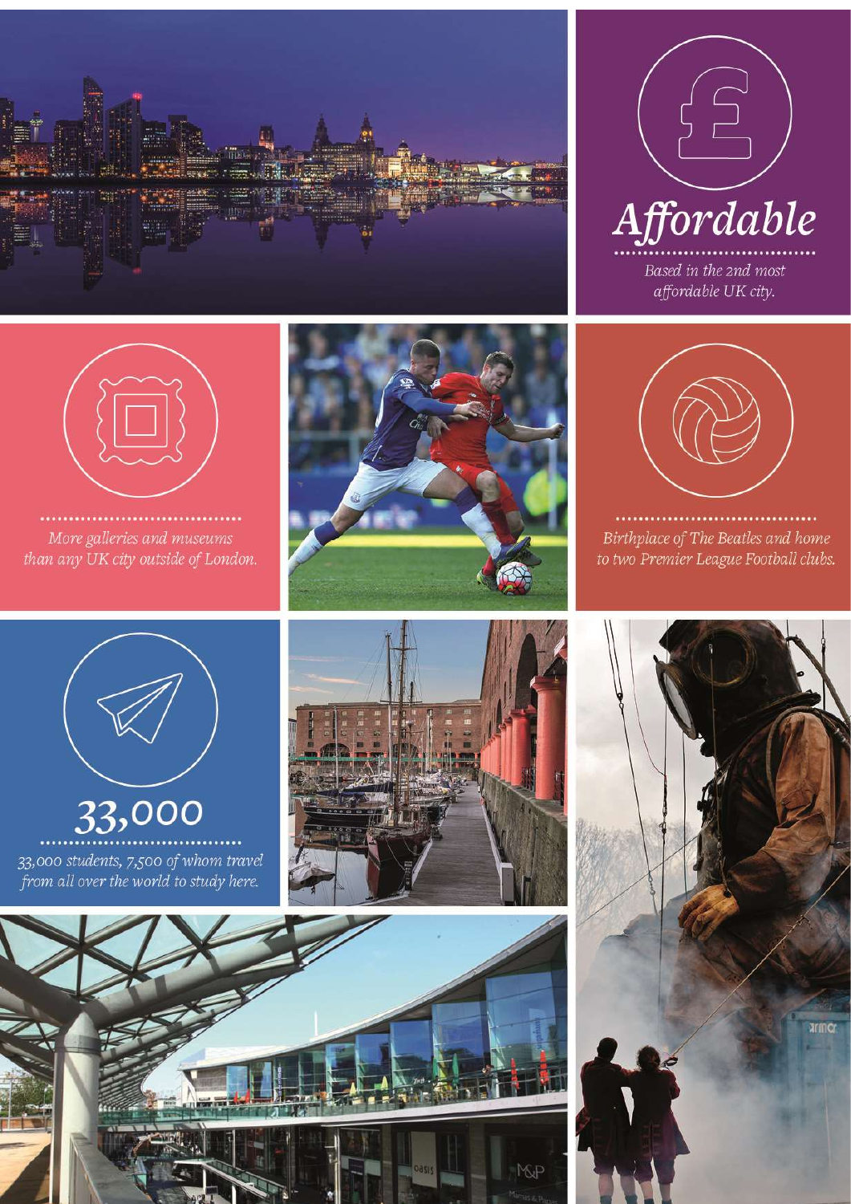## Affordable

*Based in the 2nd most affordable UK city.*

*More galleries and museums than any UK city outside of London.*

*Birthplace of The Beatles and home to two Premier League Football clubs.*

## 33,000

*33,000 students, 7,500 of whom travel from all over the world to study here.*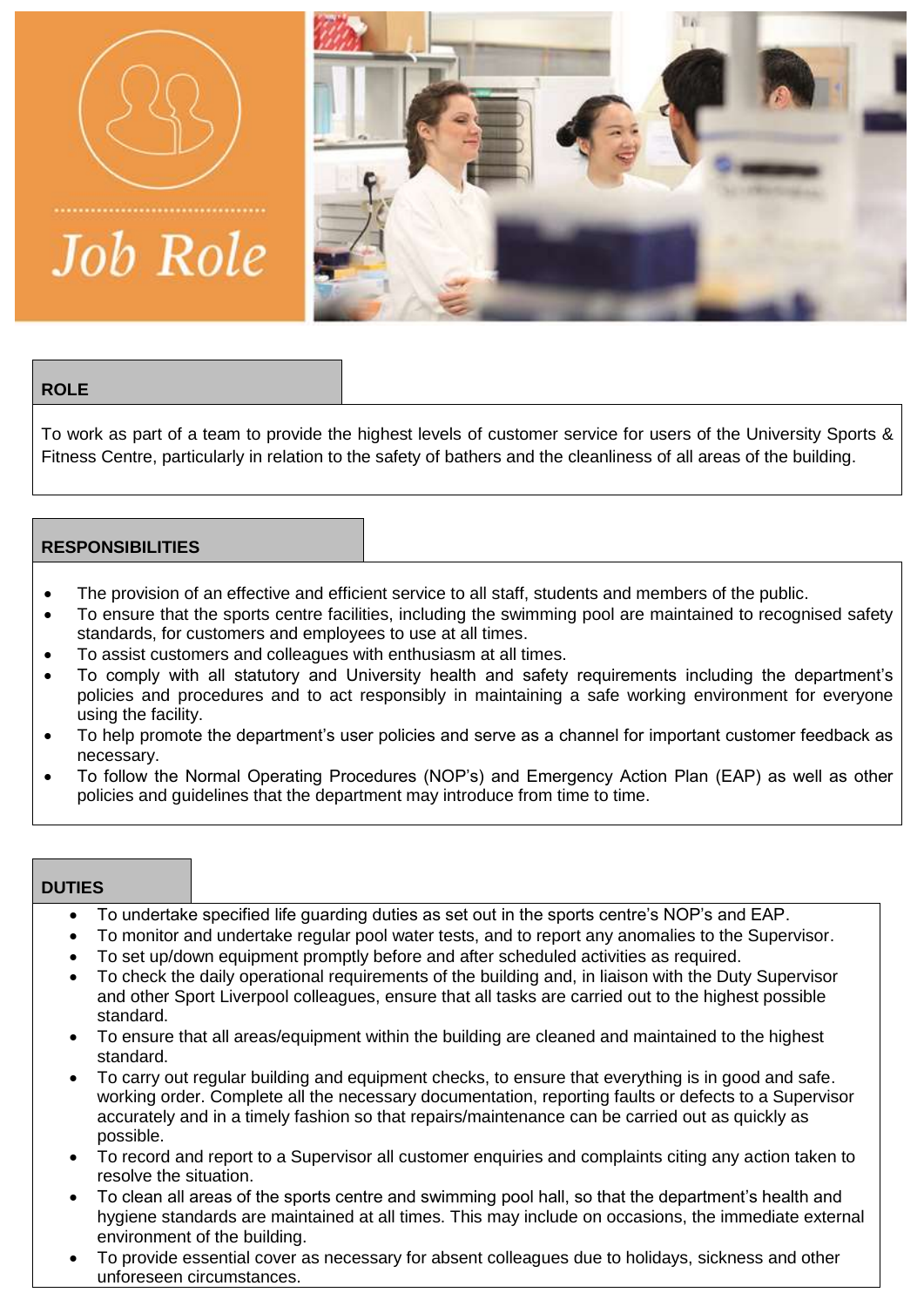# Job Role

## ROLE

To work as part of a team to provide the highest levels of customer service for users of the University Sports & Fitness Centre, particularly in relation to the safety of bathers and the cleanliness of all areas of the building.

## RESPONSIBILITIES

- The provision of an effective and efficient service to all staff, students and members of the public.
- To ensure that the sports centre facilities, including the swimming pool are maintained to recognised safety standards, for customers and employees to use at all times.
- To assist customers and colleagues with enthusiasm at all times.
- To comply with all statutory and University health and safety requirements including the department's policies and procedures and to act responsibly in maintaining a safe working environment for everyone using the facility.
- To help promote the department's user policies and serve as a channel for important customer feedback as necessary.
- To follow the Normal Operating Procedures (NOP's) and Emergency Action Plan (EAP) as well as other policies and guidelines that the department may introduce from time to time.

## DUTIES

- To undertake specified life guarding duties as set out in the sports centre's NOP's and EAP.
- To monitor and undertake regular pool water tests, and to report any anomalies to the Supervisor.
- To set up/down equipment promptly before and after scheduled activities as required.
- To check the daily operational requirements of the building and, in liaison with the Duty Supervisor and other Sport Liverpool colleagues, ensure that all tasks are carried out to the highest possible standard.
- To ensure that all areas/equipment within the building are cleaned and maintained to the highest standard.
- To carry out regular building and equipment checks, to ensure that everything is in good and safe. working order. Complete all the necessary documentation, reporting faults or defects to a Supervisor accurately and in a timely fashion so that repairs/maintenance can be carried out as quickly as possible.
- To record and report to a Supervisor all customer enquiries and complaints citing any action taken to resolve the situation.
- To clean all areas of the sports centre and swimming pool hall, so that the department's health and hygiene standards are maintained at all times. This may include on occasions, the immediate external environment of the building.
- To provide essential cover as necessary for absent colleagues due to holidays, sickness and other unforeseen circumstances.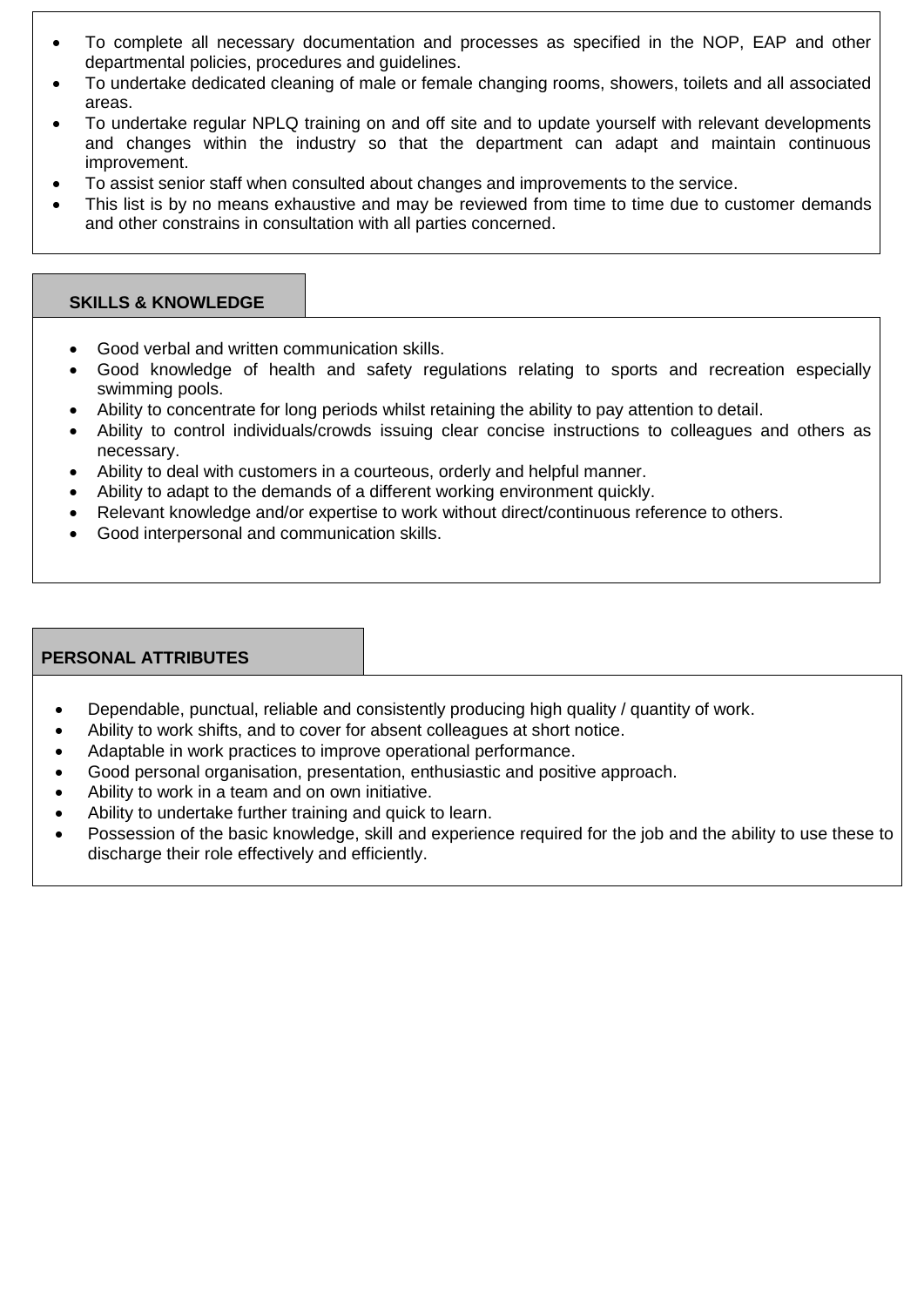- To complete all necessary documentation and processes as specified in the NOP, EAP and other departmental policies, procedures and guidelines.
- To undertake dedicated cleaning of male or female changing rooms, showers, toilets and all associated areas.
- To undertake regular NPLQ training on and off site and to update yourself with relevant developments and changes within the industry so that the department can adapt and maintain continuous improvement.
- To assist senior staff when consulted about changes and improvements to the service.
- This list is by no means exhaustive and may be reviewed from time to time due to customer demands and other constrains in consultation with all parties concerned.

## SKILLS & KNOWLEDGE

- Good verbal and written communication skills.
- Good knowledge of health and safety regulations relating to sports and recreation especially swimming pools.
- Ability to concentrate for long periods whilst retaining the ability to pay attention to detail.
- Ability to control individuals/crowds issuing clear concise instructions to colleagues and others as necessary.
- Ability to deal with customers in a courteous, orderly and helpful manner.
- Ability to adapt to the demands of a different working environment quickly.
- Relevant knowledge and/or expertise to work without direct/continuous reference to others.
- Good interpersonal and communication skills.

## PERSONAL ATTRIBUTES

- Dependable, punctual, reliable and consistently producing high quality / quantity of work.
- Ability to work shifts, and to cover for absent colleagues at short notice.
- Adaptable in work practices to improve operational performance.
- Good personal organisation, presentation, enthusiastic and positive approach.
- Ability to work in a team and on own initiative.
- Ability to undertake further training and quick to learn.
- Possession of the basic knowledge, skill and experience required for the job and the ability to use these to discharge their role effectively and efficiently.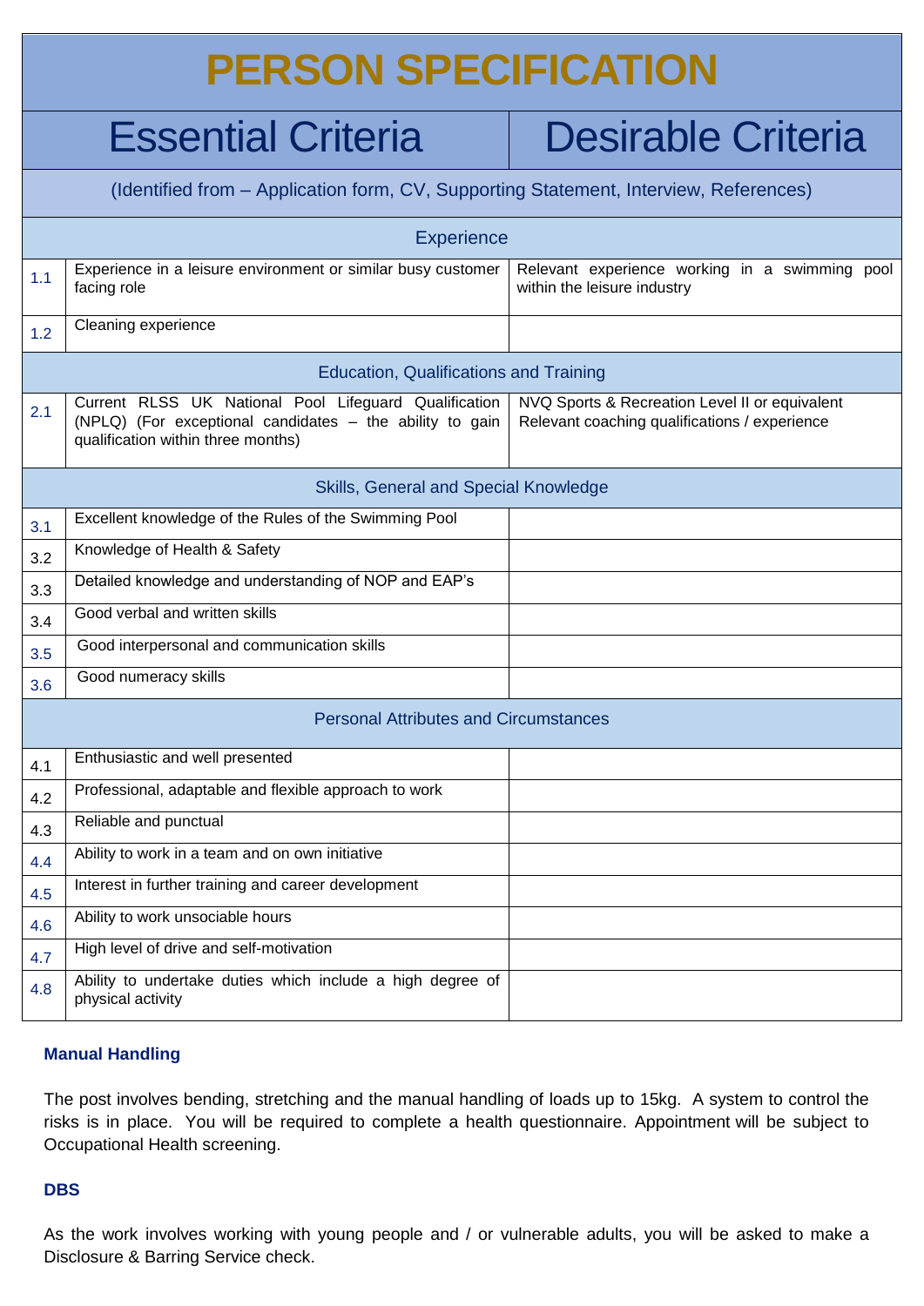# PERSON SPECIFICATION

| | Essential Criteria | Desirable Criteria |
|---|---|---|
| | (Identified from – Application form, CV, Supporting Statement, Interview, References) | |
| | **Experience** | |
| 1.1 | Experience in a leisure environment or similar busy customer facing role | Relevant experience working in a swimming pool within the leisure industry |
| 1.2 | Cleaning experience | |
| | **Education, Qualifications and Training** | |
| 2.1 | Current RLSS UK National Pool Lifeguard Qualification (NPLQ) (For exceptional candidates – the ability to gain qualification within three months) | NVQ Sports & Recreation Level II or equivalent<br>Relevant coaching qualifications / experience |
| | **Skills, General and Special Knowledge** | |
| 3.1 | Excellent knowledge of the Rules of the Swimming Pool | |
| 3.2 | Knowledge of Health & Safety | |
| 3.3 | Detailed knowledge and understanding of NOP and EAP's | |
| 3.4 | Good verbal and written skills | |
| 3.5 | Good interpersonal and communication skills | |
| 3.6 | Good numeracy skills | |
| | **Personal Attributes and Circumstances** | |
| 4.1 | Enthusiastic and well presented | |
| 4.2 | Professional, adaptable and flexible approach to work | |
| 4.3 | Reliable and punctual | |
| 4.4 | Ability to work in a team and on own initiative | |
| 4.5 | Interest in further training and career development | |
| 4.6 | Ability to work unsociable hours | |
| 4.7 | High level of drive and self-motivation | |
| 4.8 | Ability to undertake duties which include a high degree of physical activity | |

**Manual Handling**

The post involves bending, stretching and the manual handling of loads up to 15kg. A system to control the risks is in place. You will be required to complete a health questionnaire. Appointment will be subject to Occupational Health screening.

**DBS**

As the work involves working with young people and / or vulnerable adults, you will be asked to make a Disclosure & Barring Service check.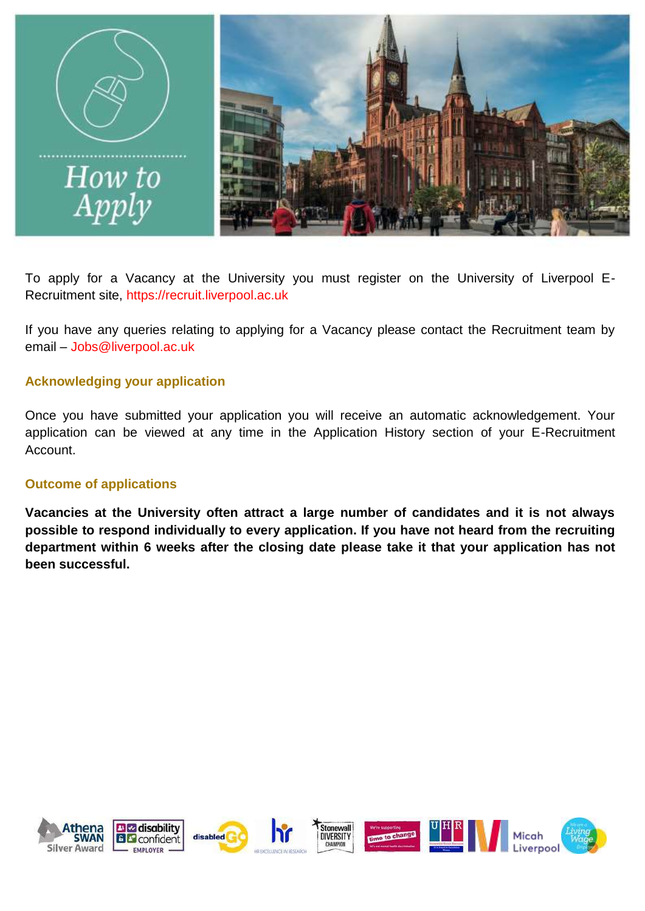# How to Apply

To apply for a Vacancy at the University you must register on the University of Liverpool E-Recruitment site, https://recruit.liverpool.ac.uk

If you have any queries relating to applying for a Vacancy please contact the Recruitment team by email – Jobs@liverpool.ac.uk

## Acknowledging your application

Once you have submitted your application you will receive an automatic acknowledgement. Your application can be viewed at any time in the Application History section of your E-Recruitment Account.

## Outcome of applications

**Vacancies at the University often attract a large number of candidates and it is not always possible to respond individually to every application. If you have not heard from the recruiting department within 6 weeks after the closing date please take it that your application has not been successful.**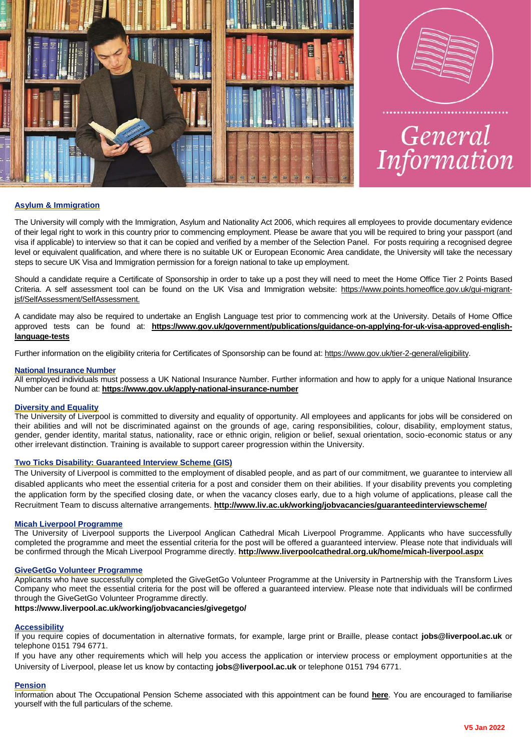# General Information

## Asylum & Immigration

The University will comply with the Immigration, Asylum and Nationality Act 2006, which requires all employees to provide documentary evidence of their legal right to work in this country prior to commencing employment. Please be aware that you will be required to bring your passport (and visa if applicable) to interview so that it can be copied and verified by a member of the Selection Panel. For posts requiring a recognised degree level or equivalent qualification, and where there is no suitable UK or European Economic Area candidate, the University will take the necessary steps to secure UK Visa and Immigration permission for a foreign national to take up employment.

Should a candidate require a Certificate of Sponsorship in order to take up a post they will need to meet the Home Office Tier 2 Points Based Criteria. A self assessment tool can be found on the UK Visa and Immigration website: https://www.points.homeoffice.gov.uk/gui-migrant-jsf/SelfAssessment/SelfAssessment.

A candidate may also be required to undertake an English Language test prior to commencing work at the University. Details of Home Office approved tests can be found at: **https://www.gov.uk/government/publications/guidance-on-applying-for-uk-visa-approved-english-language-tests**

Further information on the eligibility criteria for Certificates of Sponsorship can be found at: https://www.gov.uk/tier-2-general/eligibility.

## National Insurance Number

All employed individuals must possess a UK National Insurance Number. Further information and how to apply for a unique National Insurance Number can be found at: **https://www.gov.uk/apply-national-insurance-number**

## Diversity and Equality

The University of Liverpool is committed to diversity and equality of opportunity. All employees and applicants for jobs will be considered on their abilities and will not be discriminated against on the grounds of age, caring responsibilities, colour, disability, employment status, gender, gender identity, marital status, nationality, race or ethnic origin, religion or belief, sexual orientation, socio-economic status or any other irrelevant distinction. Training is available to support career progression within the University.

## Two Ticks Disability: Guaranteed Interview Scheme (GIS)

The University of Liverpool is committed to the employment of disabled people, and as part of our commitment, we guarantee to interview all disabled applicants who meet the essential criteria for a post and consider them on their abilities. If your disability prevents you completing the application form by the specified closing date, or when the vacancy closes early, due to a high volume of applications, please call the Recruitment Team to discuss alternative arrangements. **http://www.liv.ac.uk/working/jobvacancies/guaranteedinterviewscheme/**

## Micah Liverpool Programme

The University of Liverpool supports the Liverpool Anglican Cathedral Micah Liverpool Programme. Applicants who have successfully completed the programme and meet the essential criteria for the post will be offered a guaranteed interview. Please note that individuals will be confirmed through the Micah Liverpool Programme directly. **http://www.liverpoolcathedral.org.uk/home/micah-liverpool.aspx**

## GiveGetGo Volunteer Programme

Applicants who have successfully completed the GiveGetGo Volunteer Programme at the University in Partnership with the Transform Lives Company who meet the essential criteria for the post will be offered a guaranteed interview. Please note that individuals will be confirmed through the GiveGetGo Volunteer Programme directly.

**https://www.liverpool.ac.uk/working/jobvacancies/givegetgo/**

## Accessibility

If you require copies of documentation in alternative formats, for example, large print or Braille, please contact **jobs@liverpool.ac.uk** or telephone 0151 794 6771.

If you have any other requirements which will help you access the application or interview process or employment opportunities at the University of Liverpool, please let us know by contacting **jobs@liverpool.ac.uk** or telephone 0151 794 6771.

## Pension

Information about The Occupational Pension Scheme associated with this appointment can be found **here**. You are encouraged to familiarise yourself with the full particulars of the scheme.

V5 Jan 2022